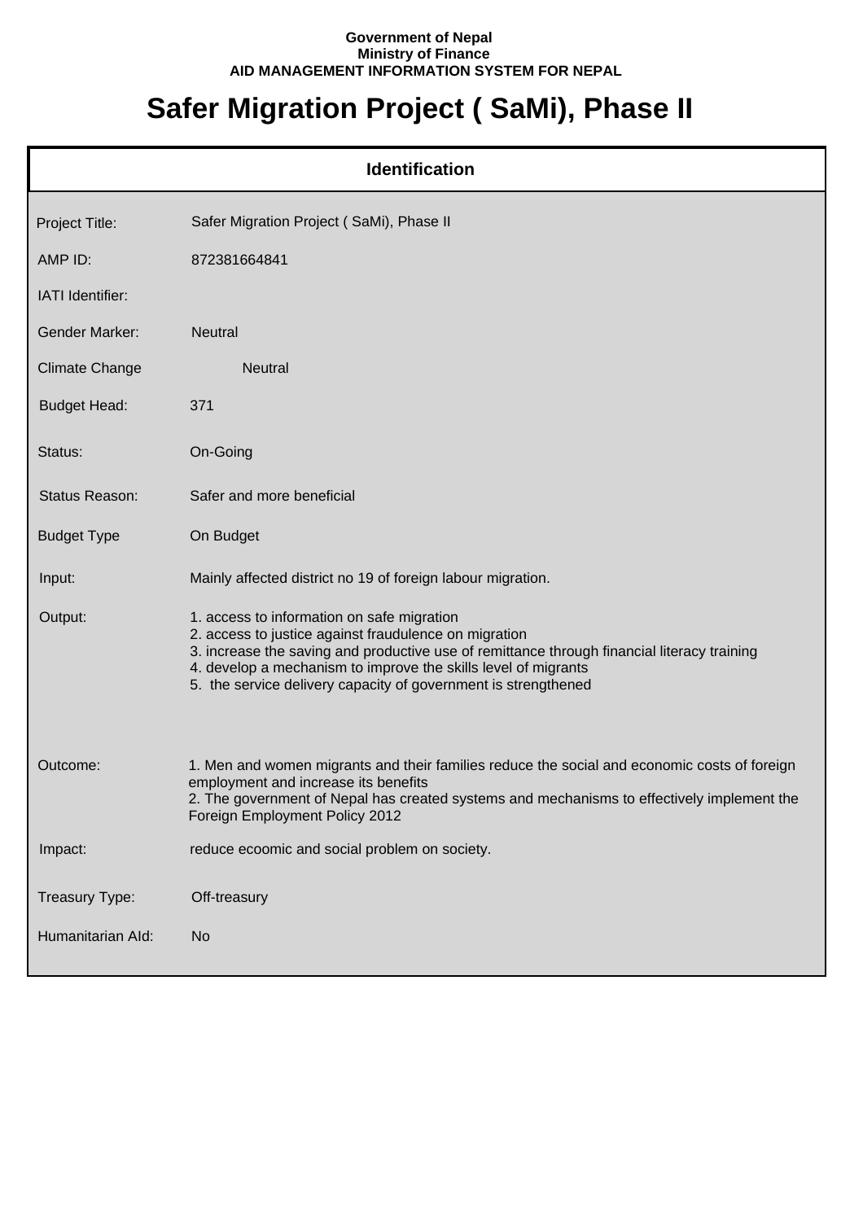**Government of Nepal**
**Ministry of Finance**
**AID MANAGEMENT INFORMATION SYSTEM FOR NEPAL**

# Safer Migration Project ( SaMi), Phase II

## Identification

| | |
|---|---|
| Project Title: | Safer Migration Project ( SaMi), Phase II |
| AMP ID: | 872381664841 |
| IATI Identifier: | |
| Gender Marker: | Neutral |
| Climate Change | Neutral |
| Budget Head: | 371 |
| Status: | On-Going |
| Status Reason: | Safer and more beneficial |
| Budget Type | On Budget |
| Input: | Mainly affected district no 19 of foreign labour migration. |
| Output: | 1. access to information on safe migration<br>2. access to justice against fraudulence on migration<br>3. increase the saving and productive use of remittance through financial literacy training<br>4. develop a mechanism to improve the skills level of migrants<br>5. the service delivery capacity of government is strengthened |
| Outcome: | 1. Men and women migrants and their families reduce the social and economic costs of foreign employment and increase its benefits<br>2. The government of Nepal has created systems and mechanisms to effectively implement the Foreign Employment Policy 2012 |
| Impact: | reduce ecoomic and social problem on society. |
| Treasury Type: | Off-treasury |
| Humanitarian AId: | No |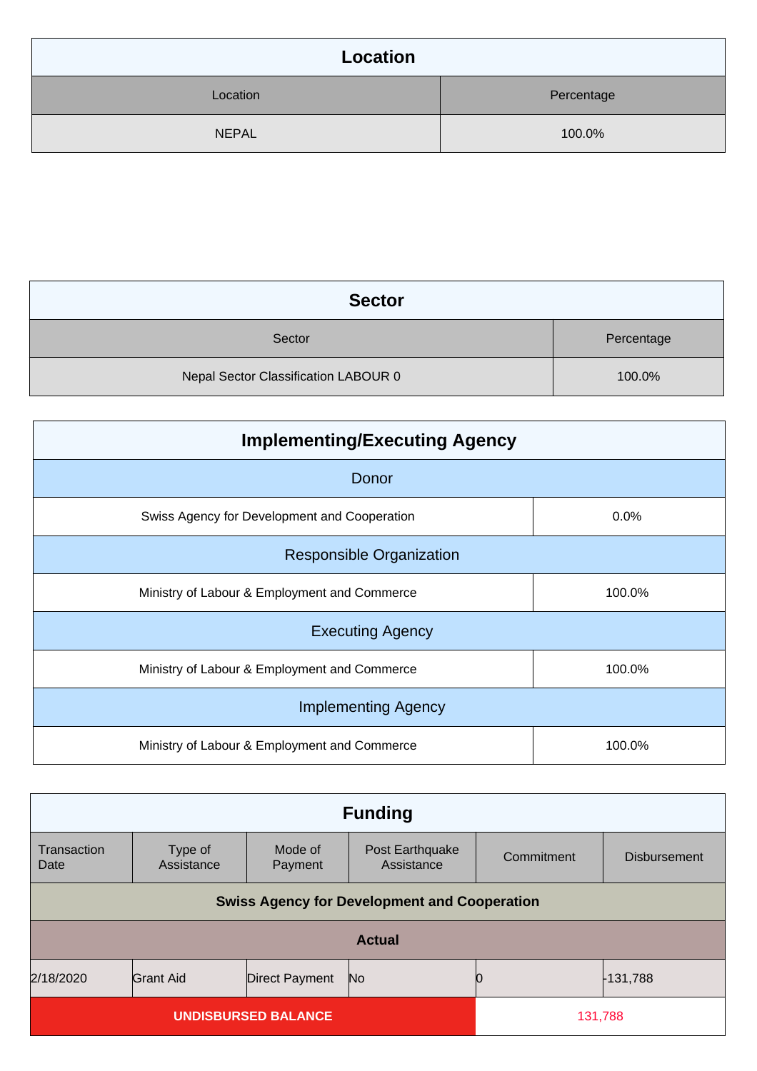## Location

| Location | Percentage |
| --- | --- |
| NEPAL | 100.0% |

## Sector

| Sector | Percentage |
| --- | --- |
| Nepal Sector Classification LABOUR 0 | 100.0% |

## Implementing/Executing Agency

| Donor | |
| --- | --- |
| Swiss Agency for Development and Cooperation | 0.0% |
| **Responsible Organization** | |
| Ministry of Labour & Employment and Commerce | 100.0% |
| **Executing Agency** | |
| Ministry of Labour & Employment and Commerce | 100.0% |
| **Implementing Agency** | |
| Ministry of Labour & Employment and Commerce | 100.0% |

## Funding

| Transaction Date | Type of Assistance | Mode of Payment | Post Earthquake Assistance | Commitment | Disbursement |
| --- | --- | --- | --- | --- | --- |
| **Swiss Agency for Development and Cooperation** | | | | | |
| **Actual** | | | | | |
| 2/18/2020 | Grant Aid | Direct Payment | No | 0 | -131,788 |
| **UNDISBURSED BALANCE** | | | | 131,788 | |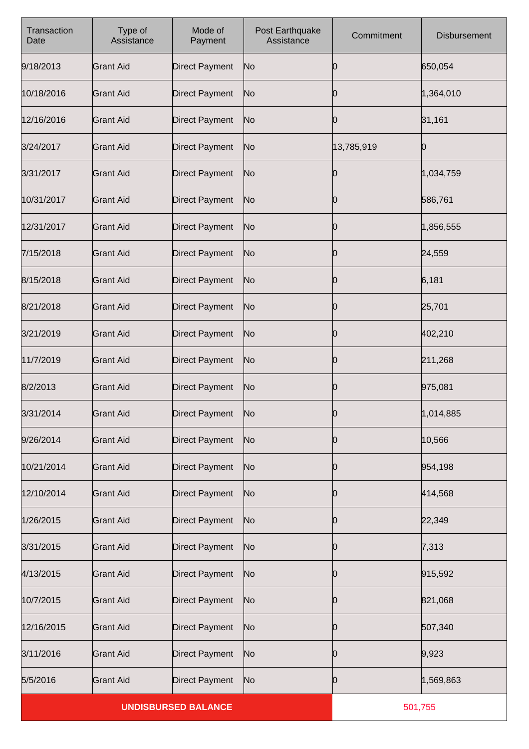| Transaction Date | Type of Assistance | Mode of Payment | Post Earthquake Assistance | Commitment | Disbursement |
|---|---|---|---|---|---|
| 9/18/2013 | Grant Aid | Direct Payment | No | 0 | 650,054 |
| 10/18/2016 | Grant Aid | Direct Payment | No | 0 | 1,364,010 |
| 12/16/2016 | Grant Aid | Direct Payment | No | 0 | 31,161 |
| 3/24/2017 | Grant Aid | Direct Payment | No | 13,785,919 | 0 |
| 3/31/2017 | Grant Aid | Direct Payment | No | 0 | 1,034,759 |
| 10/31/2017 | Grant Aid | Direct Payment | No | 0 | 586,761 |
| 12/31/2017 | Grant Aid | Direct Payment | No | 0 | 1,856,555 |
| 7/15/2018 | Grant Aid | Direct Payment | No | 0 | 24,559 |
| 8/15/2018 | Grant Aid | Direct Payment | No | 0 | 6,181 |
| 8/21/2018 | Grant Aid | Direct Payment | No | 0 | 25,701 |
| 3/21/2019 | Grant Aid | Direct Payment | No | 0 | 402,210 |
| 11/7/2019 | Grant Aid | Direct Payment | No | 0 | 211,268 |
| 8/2/2013 | Grant Aid | Direct Payment | No | 0 | 975,081 |
| 3/31/2014 | Grant Aid | Direct Payment | No | 0 | 1,014,885 |
| 9/26/2014 | Grant Aid | Direct Payment | No | 0 | 10,566 |
| 10/21/2014 | Grant Aid | Direct Payment | No | 0 | 954,198 |
| 12/10/2014 | Grant Aid | Direct Payment | No | 0 | 414,568 |
| 1/26/2015 | Grant Aid | Direct Payment | No | 0 | 22,349 |
| 3/31/2015 | Grant Aid | Direct Payment | No | 0 | 7,313 |
| 4/13/2015 | Grant Aid | Direct Payment | No | 0 | 915,592 |
| 10/7/2015 | Grant Aid | Direct Payment | No | 0 | 821,068 |
| 12/16/2015 | Grant Aid | Direct Payment | No | 0 | 507,340 |
| 3/11/2016 | Grant Aid | Direct Payment | No | 0 | 9,923 |
| 5/5/2016 | Grant Aid | Direct Payment | No | 0 | 1,569,863 |
| **UNDISBURSED BALANCE** | | | | 501,755 | |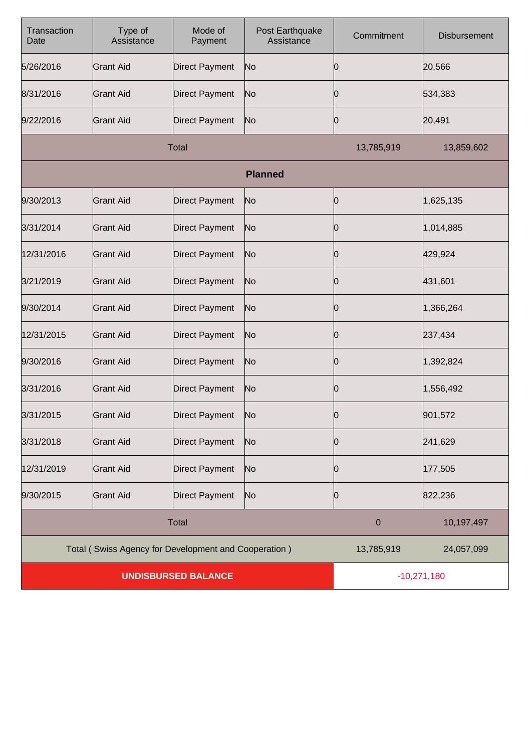| Transaction Date | Type of Assistance | Mode of Payment | Post Earthquake Assistance | Commitment | Disbursement |
|---|---|---|---|---|---|
| 5/26/2016 | Grant Aid | Direct Payment | No | 0 | 20,566 |
| 8/31/2016 | Grant Aid | Direct Payment | No | 0 | 534,383 |
| 9/22/2016 | Grant Aid | Direct Payment | No | 0 | 20,491 |
| Total | | | | 13,785,919 | 13,859,602 |
| **Planned** | | | | | |
| 9/30/2013 | Grant Aid | Direct Payment | No | 0 | 1,625,135 |
| 3/31/2014 | Grant Aid | Direct Payment | No | 0 | 1,014,885 |
| 12/31/2016 | Grant Aid | Direct Payment | No | 0 | 429,924 |
| 3/21/2019 | Grant Aid | Direct Payment | No | 0 | 431,601 |
| 9/30/2014 | Grant Aid | Direct Payment | No | 0 | 1,366,264 |
| 12/31/2015 | Grant Aid | Direct Payment | No | 0 | 237,434 |
| 9/30/2016 | Grant Aid | Direct Payment | No | 0 | 1,392,824 |
| 3/31/2016 | Grant Aid | Direct Payment | No | 0 | 1,556,492 |
| 3/31/2015 | Grant Aid | Direct Payment | No | 0 | 901,572 |
| 3/31/2018 | Grant Aid | Direct Payment | No | 0 | 241,629 |
| 12/31/2019 | Grant Aid | Direct Payment | No | 0 | 177,505 |
| 9/30/2015 | Grant Aid | Direct Payment | No | 0 | 822,236 |
| Total | | | | 0 | 10,197,497 |
| Total ( Swiss Agency for Development and Cooperation ) | | | | 13,785,919 | 24,057,099 |
| **UNDISBURSED BALANCE** | | | | -10,271,180 | |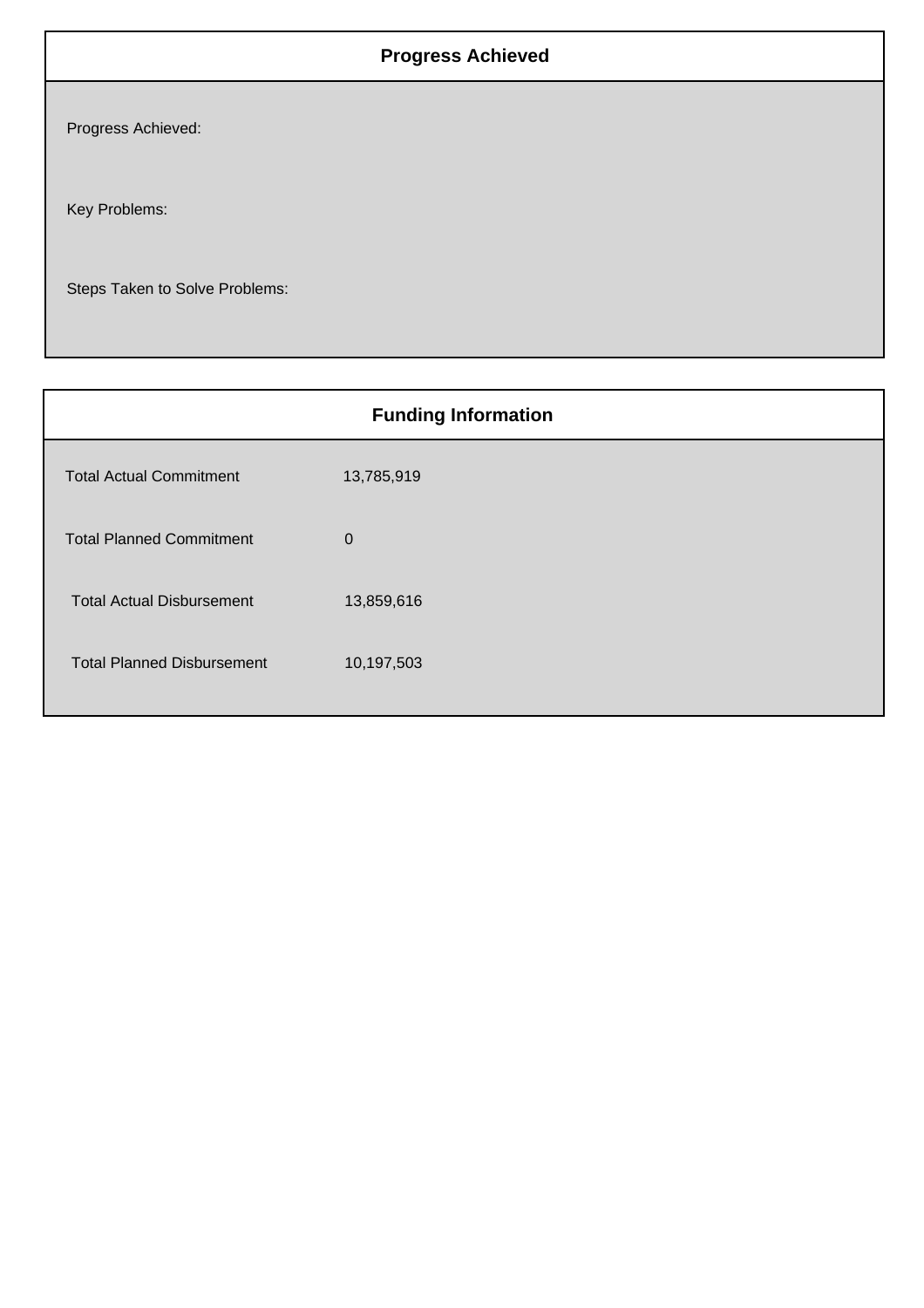## Progress Achieved

Progress Achieved:

Key Problems:

Steps Taken to Solve Problems:

## Funding Information

| | |
|---|---|
| Total Actual Commitment | 13,785,919 |
| Total Planned Commitment | 0 |
| Total Actual Disbursement | 13,859,616 |
| Total Planned Disbursement | 10,197,503 |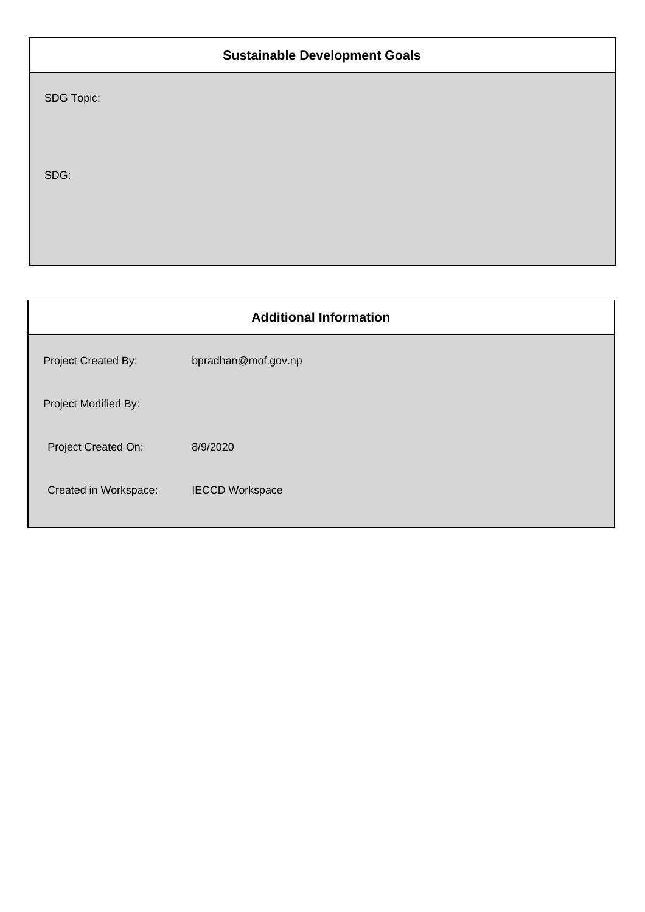## Sustainable Development Goals

SDG Topic:

SDG:

## Additional Information

| | |
|---|---|
| Project Created By: | bpradhan@mof.gov.np |
| Project Modified By: | |
| Project Created On: | 8/9/2020 |
| Created in Workspace: | IECCD Workspace |